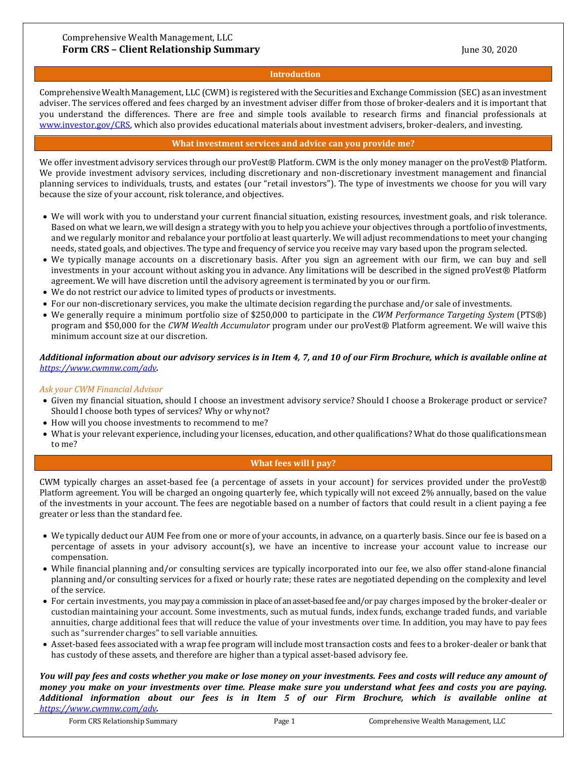Comprehensive Wealth Management, LLC

# Form CRS – Client Relationship Summary

June 30, 2020

## Introduction

Comprehensive Wealth Management, LLC (CWM) is registered with the Securities and Exchange Commission (SEC) as an investment adviser. The services offered and fees charged by an investment adviser differ from those of broker-dealers and it is important that you understand the differences. There are free and simple tools available to research firms and financial professionals at [www.investor.gov/CRS](www.investor.gov/CRS), which also provides educational materials about investment advisers, broker-dealers, and investing.

## What investment services and advice can you provide me?

We offer investment advisory services through our proVest® Platform. CWM is the only money manager on the proVest® Platform. We provide investment advisory services, including discretionary and non-discretionary investment management and financial planning services to individuals, trusts, and estates (our "retail investors"). The type of investments we choose for you will vary because the size of your account, risk tolerance, and objectives.

- We will work with you to understand your current financial situation, existing resources, investment goals, and risk tolerance. Based on what we learn, we will design a strategy with you to help you achieve your objectives through a portfolio of investments, and we regularly monitor and rebalance your portfolio at least quarterly. We will adjust recommendations to meet your changing needs, stated goals, and objectives. The type and frequency of service you receive may vary based upon the program selected.
- We typically manage accounts on a discretionary basis. After you sign an agreement with our firm, we can buy and sell investments in your account without asking you in advance. Any limitations will be described in the signed proVest® Platform agreement. We will have discretion until the advisory agreement is terminated by you or our firm.
- We do not restrict our advice to limited types of products or investments.
- For our non-discretionary services, you make the ultimate decision regarding the purchase and/or sale of investments.
- We generally require a minimum portfolio size of $250,000 to participate in the *CWM Performance Targeting System* (PTS®) program and $50,000 for the *CWM Wealth Accumulator* program under our proVest® Platform agreement. We will waive this minimum account size at our discretion.

***Additional information about our advisory services is in Item 4, 7, and 10 of our Firm Brochure, which is available online at [https://www.cwmnw.com/adv](https://www.cwmnw.com/adv).***

*Ask your CWM Financial Advisor*

- Given my financial situation, should I choose an investment advisory service? Should I choose a Brokerage product or service? Should I choose both types of services? Why or why not?
- How will you choose investments to recommend to me?
- What is your relevant experience, including your licenses, education, and other qualifications? What do those qualifications mean to me?

## What fees will I pay?

CWM typically charges an asset-based fee (a percentage of assets in your account) for services provided under the proVest® Platform agreement. You will be charged an ongoing quarterly fee, which typically will not exceed 2% annually, based on the value of the investments in your account. The fees are negotiable based on a number of factors that could result in a client paying a fee greater or less than the standard fee.

- We typically deduct our AUM Fee from one or more of your accounts, in advance, on a quarterly basis. Since our fee is based on a percentage of assets in your advisory account(s), we have an incentive to increase your account value to increase our compensation.
- While financial planning and/or consulting services are typically incorporated into our fee, we also offer stand-alone financial planning and/or consulting services for a fixed or hourly rate; these rates are negotiated depending on the complexity and level of the service.
- For certain investments, you may pay a commission in place of an asset-based fee and/or pay charges imposed by the broker-dealer or custodian maintaining your account. Some investments, such as mutual funds, index funds, exchange traded funds, and variable annuities, charge additional fees that will reduce the value of your investments over time. In addition, you may have to pay fees such as "surrender charges" to sell variable annuities.
- Asset-based fees associated with a wrap fee program will include most transaction costs and fees to a broker-dealer or bank that has custody of these assets, and therefore are higher than a typical asset-based advisory fee.

***You will pay fees and costs whether you make or lose money on your investments. Fees and costs will reduce any amount of money you make on your investments over time. Please make sure you understand what fees and costs you are paying. Additional information about our fees is in Item 5 of our Firm Brochure, which is available online at [https://www.cwmnw.com/adv](https://www.cwmnw.com/adv).***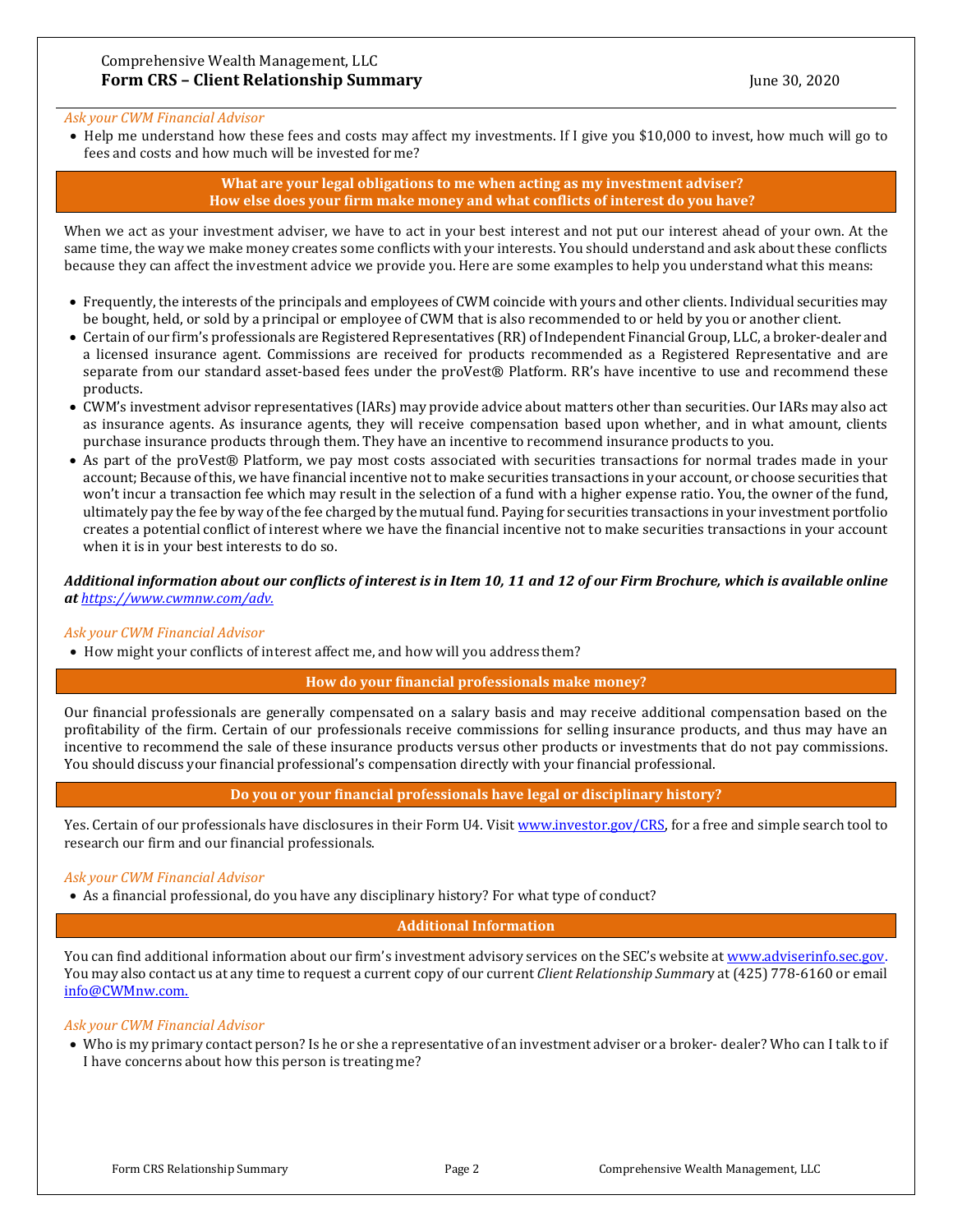*Ask your CWM Financial Advisor*

- Help me understand how these fees and costs may affect my investments. If I give you $10,000 to invest, how much will go to fees and costs and how much will be invested for me?

## What are your legal obligations to me when acting as my investment adviser? How else does your firm make money and what conflicts of interest do you have?

When we act as your investment adviser, we have to act in your best interest and not put our interest ahead of your own. At the same time, the way we make money creates some conflicts with your interests. You should understand and ask about these conflicts because they can affect the investment advice we provide you. Here are some examples to help you understand what this means:

- Frequently, the interests of the principals and employees of CWM coincide with yours and other clients. Individual securities may be bought, held, or sold by a principal or employee of CWM that is also recommended to or held by you or another client.
- Certain of our firm's professionals are Registered Representatives (RR) of Independent Financial Group, LLC, a broker-dealer and a licensed insurance agent. Commissions are received for products recommended as a Registered Representative and are separate from our standard asset-based fees under the proVest® Platform. RR's have incentive to use and recommend these products.
- CWM's investment advisor representatives (IARs) may provide advice about matters other than securities. Our IARs may also act as insurance agents. As insurance agents, they will receive compensation based upon whether, and in what amount, clients purchase insurance products through them. They have an incentive to recommend insurance products to you.
- As part of the proVest® Platform, we pay most costs associated with securities transactions for normal trades made in your account; Because of this, we have financial incentive not to make securities transactions in your account, or choose securities that won't incur a transaction fee which may result in the selection of a fund with a higher expense ratio. You, the owner of the fund, ultimately pay the fee by way of the fee charged by the mutual fund. Paying for securities transactions in your investment portfolio creates a potential conflict of interest where we have the financial incentive not to make securities transactions in your account when it is in your best interests to do so.

***Additional information about our conflicts of interest is in Item 10, 11 and 12 of our Firm Brochure, which is available online at [https://www.cwmnw.com/adv.](https://www.cwmnw.com/adv)***

*Ask your CWM Financial Advisor*

- How might your conflicts of interest affect me, and how will you address them?

## How do your financial professionals make money?

Our financial professionals are generally compensated on a salary basis and may receive additional compensation based on the profitability of the firm. Certain of our professionals receive commissions for selling insurance products, and thus may have an incentive to recommend the sale of these insurance products versus other products or investments that do not pay commissions. You should discuss your financial professional's compensation directly with your financial professional.

## Do you or your financial professionals have legal or disciplinary history?

Yes. Certain of our professionals have disclosures in their Form U4. Visit [www.investor.gov/CRS](http://www.investor.gov/CRS), for a free and simple search tool to research our firm and our financial professionals.

*Ask your CWM Financial Advisor*

- As a financial professional, do you have any disciplinary history? For what type of conduct?

## Additional Information

You can find additional information about our firm's investment advisory services on the SEC's website at [www.adviserinfo.sec.gov](http://www.adviserinfo.sec.gov). You may also contact us at any time to request a current copy of our current *Client Relationship Summary* at (425) 778-6160 or email [info@CWMnw.com.](mailto:info@CWMnw.com)

*Ask your CWM Financial Advisor*

- Who is my primary contact person? Is he or she a representative of an investment adviser or a broker- dealer? Who can I talk to if I have concerns about how this person is treating me?